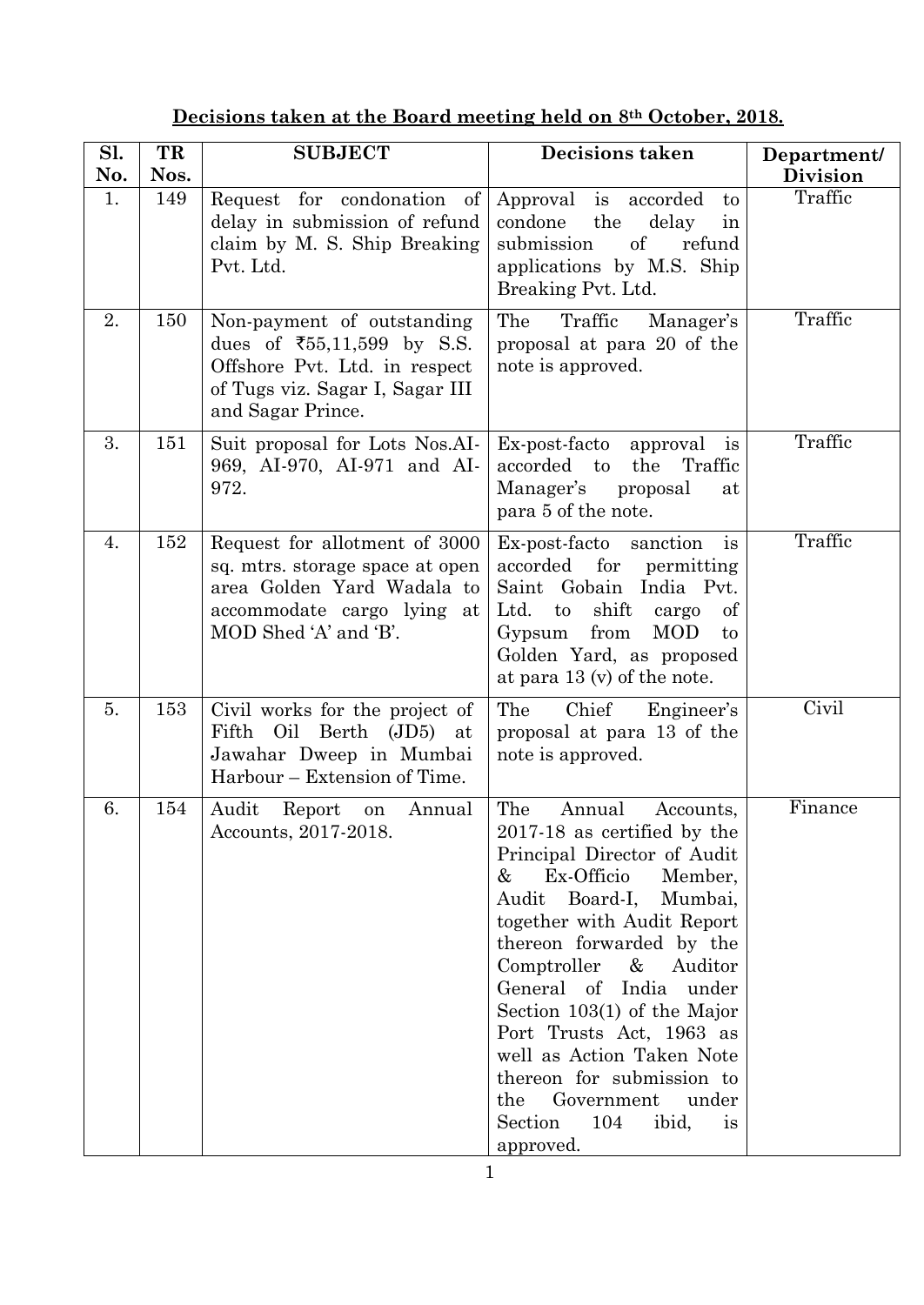**Decisions taken at the Board meeting held on 8th October, 2018.**

| Sl. No. | TR Nos. | SUBJECT | Decisions taken | Department/ Division |
|---|---|---|---|---|
| 1. | 149 | Request for condonation of delay in submission of refund claim by M. S. Ship Breaking Pvt. Ltd. | Approval is accorded to condone the delay in submission of refund applications by M.S. Ship Breaking Pvt. Ltd. | Traffic |
| 2. | 150 | Non-payment of outstanding dues of ₹55,11,599 by S.S. Offshore Pvt. Ltd. in respect of Tugs viz. Sagar I, Sagar III and Sagar Prince. | The Traffic Manager's proposal at para 20 of the note is approved. | Traffic |
| 3. | 151 | Suit proposal for Lots Nos.AI-969, AI-970, AI-971 and AI-972. | Ex-post-facto approval is accorded to the Traffic Manager's proposal at para 5 of the note. | Traffic |
| 4. | 152 | Request for allotment of 3000 sq. mtrs. storage space at open area Golden Yard Wadala to accommodate cargo lying at MOD Shed 'A' and 'B'. | Ex-post-facto sanction is accorded for permitting Saint Gobain India Pvt. Ltd. to shift cargo of Gypsum from MOD to Golden Yard, as proposed at para 13 (v) of the note. | Traffic |
| 5. | 153 | Civil works for the project of Fifth Oil Berth (JD5) at Jawahar Dweep in Mumbai Harbour – Extension of Time. | The Chief Engineer's proposal at para 13 of the note is approved. | Civil |
| 6. | 154 | Audit Report on Annual Accounts, 2017-2018. | The Annual Accounts, 2017-18 as certified by the Principal Director of Audit & Ex-Officio Member, Audit Board-I, Mumbai, together with Audit Report thereon forwarded by the Comptroller & Auditor General of India under Section 103(1) of the Major Port Trusts Act, 1963 as well as Action Taken Note thereon for submission to the Government under Section 104 ibid, is approved. | Finance |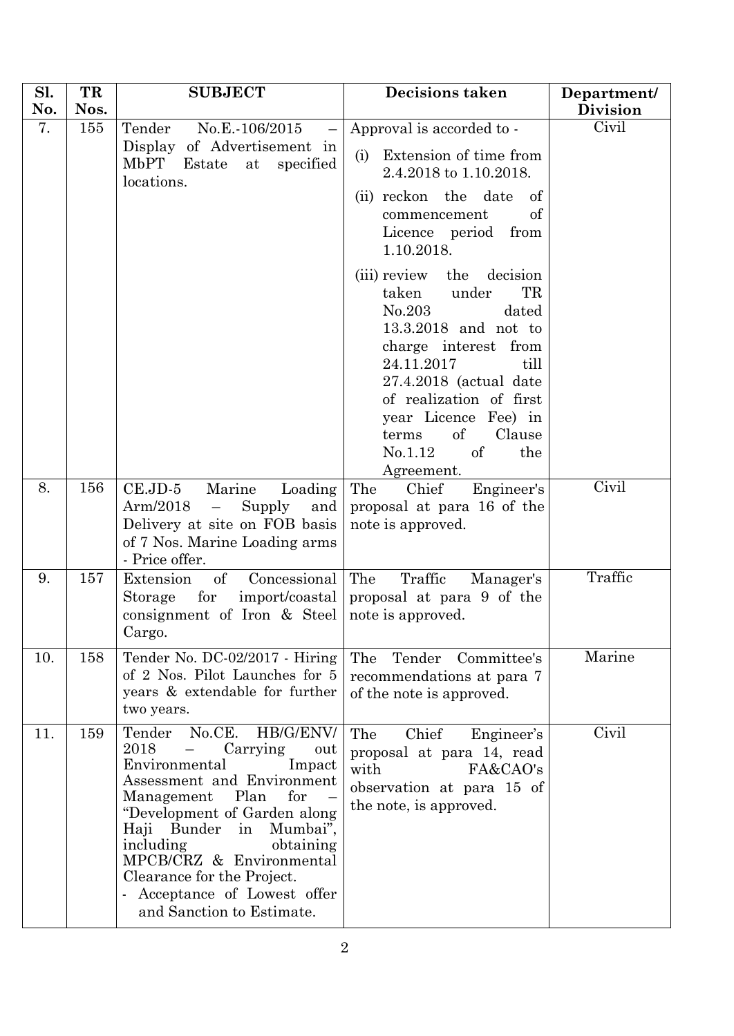| Sl. No. | TR Nos. | SUBJECT | Decisions taken | Department/ Division |
|---|---|---|---|---|
| 7. | 155 | Tender No.E.-106/2015 – Display of Advertisement in MbPT Estate at specified locations. | Approval is accorded to - (i) Extension of time from 2.4.2018 to 1.10.2018. (ii) reckon the date of commencement of Licence period from 1.10.2018. (iii) review the decision taken under TR No.203 dated 13.3.2018 and not to charge interest from 24.11.2017 till 27.4.2018 (actual date of realization of first year Licence Fee) in terms of Clause No.1.12 of the Agreement. | Civil |
| 8. | 156 | CE.JD-5 Marine Loading Arm/2018 – Supply and Delivery at site on FOB basis of 7 Nos. Marine Loading arms - Price offer. | The Chief Engineer's proposal at para 16 of the note is approved. | Civil |
| 9. | 157 | Extension of Concessional Storage for import/coastal consignment of Iron & Steel Cargo. | The Traffic Manager's proposal at para 9 of the note is approved. | Traffic |
| 10. | 158 | Tender No. DC-02/2017 - Hiring of 2 Nos. Pilot Launches for 5 years & extendable for further two years. | The Tender Committee's recommendations at para 7 of the note is approved. | Marine |
| 11. | 159 | Tender No.CE. HB/G/ENV/ 2018 – Carrying out Environmental Impact Assessment and Environment Management Plan for – "Development of Garden along Haji Bunder in Mumbai", including obtaining MPCB/CRZ & Environmental Clearance for the Project. - Acceptance of Lowest offer and Sanction to Estimate. | The Chief Engineer's proposal at para 14, read with FA&CAO's observation at para 15 of the note, is approved. | Civil |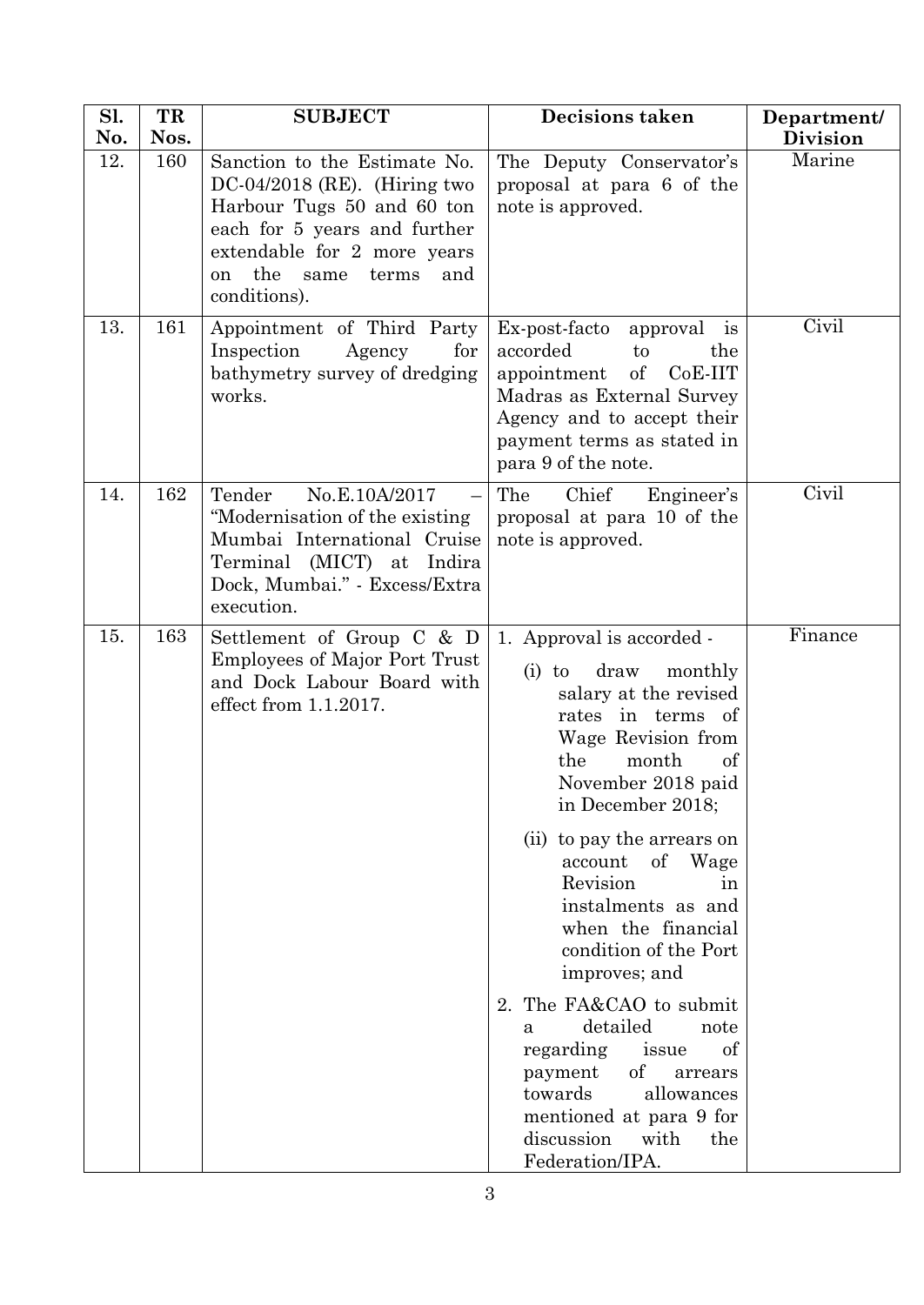| Sl. No. | TR Nos. | SUBJECT | Decisions taken | Department/ Division |
|---|---|---|---|---|
| 12. | 160 | Sanction to the Estimate No. DC-04/2018 (RE). (Hiring two Harbour Tugs 50 and 60 ton each for 5 years and further extendable for 2 more years on the same terms and conditions). | The Deputy Conservator's proposal at para 6 of the note is approved. | Marine |
| 13. | 161 | Appointment of Third Party Inspection Agency for bathymetry survey of dredging works. | Ex-post-facto approval is accorded to the appointment of CoE-IIT Madras as External Survey Agency and to accept their payment terms as stated in para 9 of the note. | Civil |
| 14. | 162 | Tender No.E.10A/2017 – "Modernisation of the existing Mumbai International Cruise Terminal (MICT) at Indira Dock, Mumbai." - Excess/Extra execution. | The Chief Engineer's proposal at para 10 of the note is approved. | Civil |
| 15. | 163 | Settlement of Group C & D Employees of Major Port Trust and Dock Labour Board with effect from 1.1.2017. | 1. Approval is accorded - (i) to draw monthly salary at the revised rates in terms of Wage Revision from the month of November 2018 paid in December 2018; (ii) to pay the arrears on account of Wage Revision in instalments as and when the financial condition of the Port improves; and 2. The FA&CAO to submit a detailed note regarding issue of payment of arrears towards allowances mentioned at para 9 for discussion with the Federation/IPA. | Finance |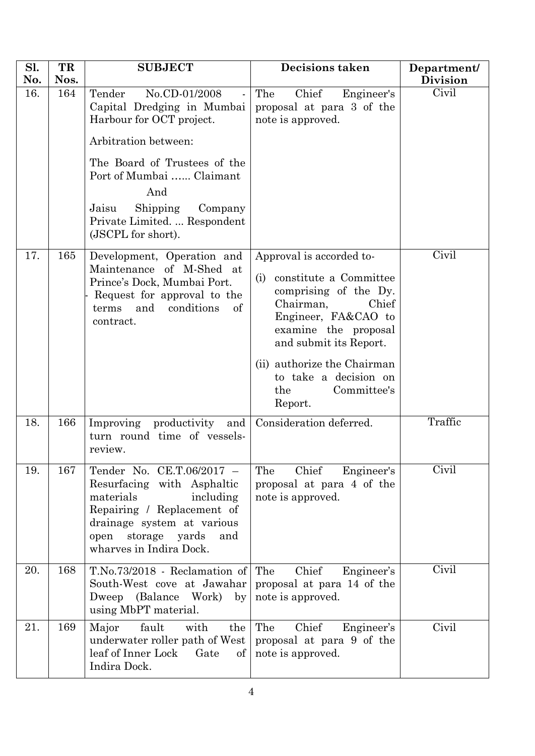| Sl. No. | TR Nos. | SUBJECT | Decisions taken | Department/ Division |
|---|---|---|---|---|
| 16. | 164 | Tender No.CD-01/2008 - Capital Dredging in Mumbai Harbour for OCT project.<br><br>Arbitration between:<br><br>The Board of Trustees of the Port of Mumbai …... Claimant<br><br>And<br><br>Jaisu Shipping Company Private Limited. ... Respondent (JSCPL for short). | The Chief Engineer's proposal at para 3 of the note is approved. | Civil |
| 17. | 165 | Development, Operation and Maintenance of M-Shed at Prince's Dock, Mumbai Port. - Request for approval to the terms and conditions of contract. | Approval is accorded to-<br><br>(i) constitute a Committee comprising of the Dy. Chairman, Chief Engineer, FA&CAO to examine the proposal and submit its Report.<br><br>(ii) authorize the Chairman to take a decision on the Committee's Report. | Civil |
| 18. | 166 | Improving productivity and turn round time of vessels-review. | Consideration deferred. | Traffic |
| 19. | 167 | Tender No. CE.T.06/2017 – Resurfacing with Asphaltic materials including Repairing / Replacement of drainage system at various open storage yards and wharves in Indira Dock. | The Chief Engineer's proposal at para 4 of the note is approved. | Civil |
| 20. | 168 | T.No.73/2018 - Reclamation of South-West cove at Jawahar Dweep (Balance Work) by using MbPT material. | The Chief Engineer's proposal at para 14 of the note is approved. | Civil |
| 21. | 169 | Major fault with the underwater roller path of West leaf of Inner Lock Gate of Indira Dock. | The Chief Engineer's proposal at para 9 of the note is approved. | Civil |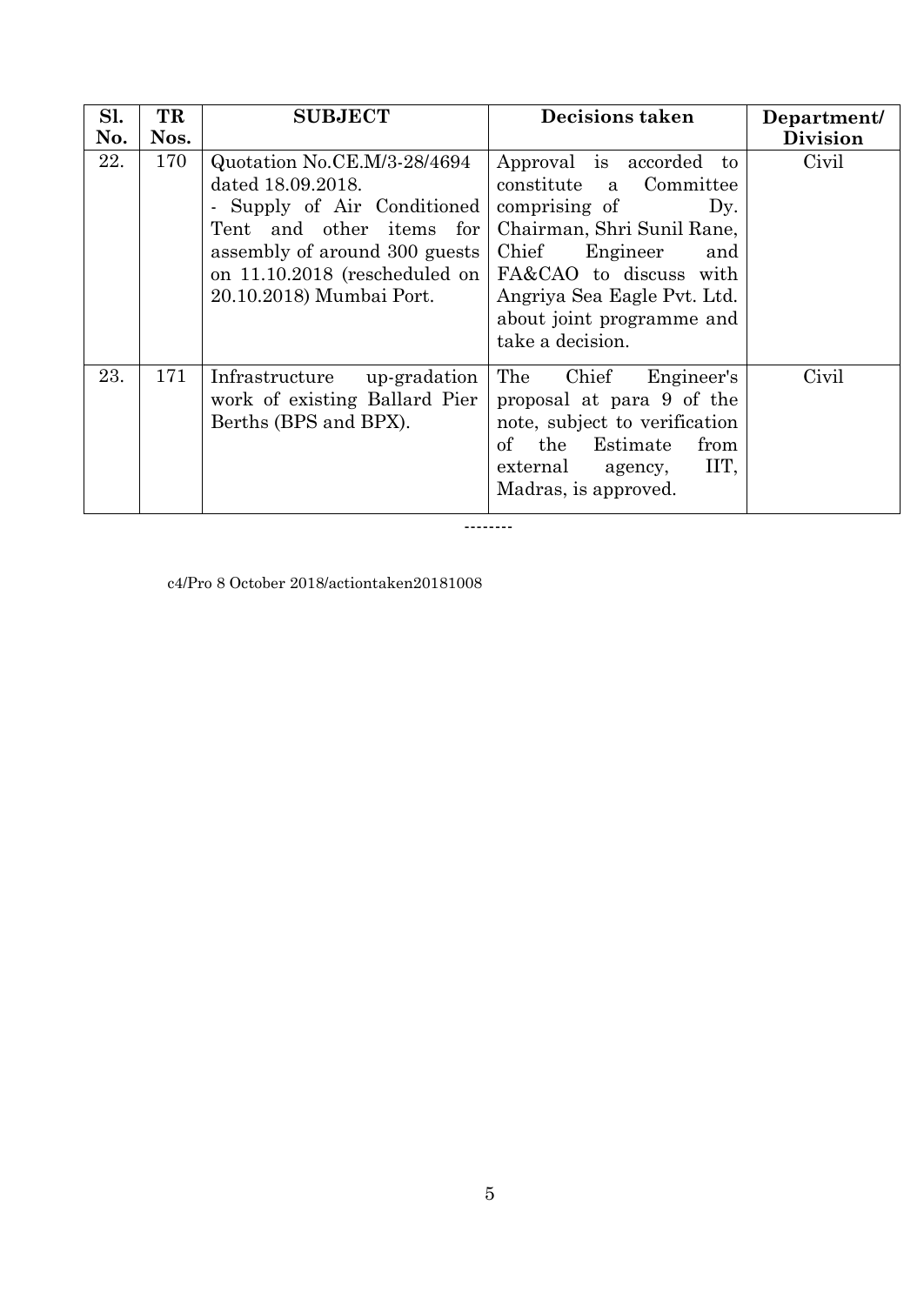| Sl. No. | TR Nos. | SUBJECT | Decisions taken | Department/ Division |
|---|---|---|---|---|
| 22. | 170 | Quotation No.CE.M/3-28/4694 dated 18.09.2018. - Supply of Air Conditioned Tent and other items for assembly of around 300 guests on 11.10.2018 (rescheduled on 20.10.2018) Mumbai Port. | Approval is accorded to constitute a Committee comprising of Dy. Chairman, Shri Sunil Rane, Chief Engineer and FA&CAO to discuss with Angriya Sea Eagle Pvt. Ltd. about joint programme and take a decision. | Civil |
| 23. | 171 | Infrastructure up-gradation work of existing Ballard Pier Berths (BPS and BPX). | The Chief Engineer's proposal at para 9 of the note, subject to verification of the Estimate from external agency, IIT, Madras, is approved. | Civil |

--------

c4/Pro 8 October 2018/actiontaken20181008